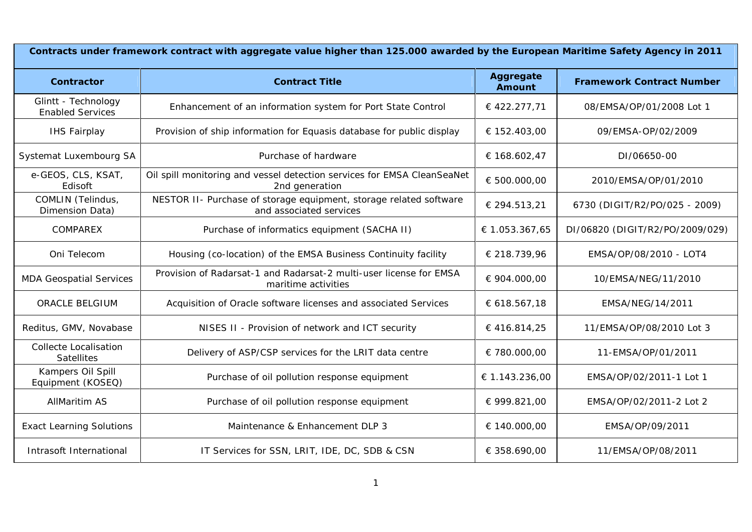| Contracts under framework contract with aggregate value higher than 125.000 awarded by the European Maritime Safety Agency in 2011 | | | |
|---|---|---|---|
| **Contractor** | **Contract Title** | **Aggregate Amount** | **Framework Contract Number** |
| Glintt - Technology Enabled Services | Enhancement of an information system for Port State Control | € 422.277,71 | 08/EMSA/OP/01/2008 Lot 1 |
| IHS Fairplay | Provision of ship information for Equasis database for public display | € 152.403,00 | 09/EMSA-OP/02/2009 |
| Systemat Luxembourg SA | Purchase of hardware | € 168.602,47 | DI/06650-00 |
| e-GEOS, CLS, KSAT, Edisoft | Oil spill monitoring and vessel detection services for EMSA CleanSeaNet 2nd generation | € 500.000,00 | 2010/EMSA/OP/01/2010 |
| COMLIN (Telindus, Dimension Data) | NESTOR II- Purchase of storage equipment, storage related software and associated services | € 294.513,21 | 6730 (DIGIT/R2/PO/025 - 2009) |
| COMPAREX | Purchase of informatics equipment (SACHA II) | € 1.053.367,65 | DI/06820 (DIGIT/R2/PO/2009/029) |
| Oni Telecom | Housing (co-location) of the EMSA Business Continuity facility | € 218.739,96 | EMSA/OP/08/2010 - LOT4 |
| MDA Geospatial Services | Provision of Radarsat-1 and Radarsat-2 multi-user license for EMSA maritime activities | € 904.000,00 | 10/EMSA/NEG/11/2010 |
| ORACLE BELGIUM | Acquisition of Oracle software licenses and associated Services | € 618.567,18 | EMSA/NEG/14/2011 |
| Reditus, GMV, Novabase | NISES II - Provision of network and ICT security | € 416.814,25 | 11/EMSA/OP/08/2010 Lot 3 |
| Collecte Localisation Satellites | Delivery of ASP/CSP services for the LRIT data centre | € 780.000,00 | 11-EMSA/OP/01/2011 |
| Kampers Oil Spill Equipment (KOSEQ) | Purchase of oil pollution response equipment | € 1.143.236,00 | EMSA/OP/02/2011-1 Lot 1 |
| AllMaritim AS | Purchase of oil pollution response equipment | € 999.821,00 | EMSA/OP/02/2011-2 Lot 2 |
| Exact Learning Solutions | Maintenance & Enhancement DLP 3 | € 140.000,00 | EMSA/OP/09/2011 |
| Intrasoft International | IT Services for SSN, LRIT, IDE, DC, SDB & CSN | € 358.690,00 | 11/EMSA/OP/08/2011 |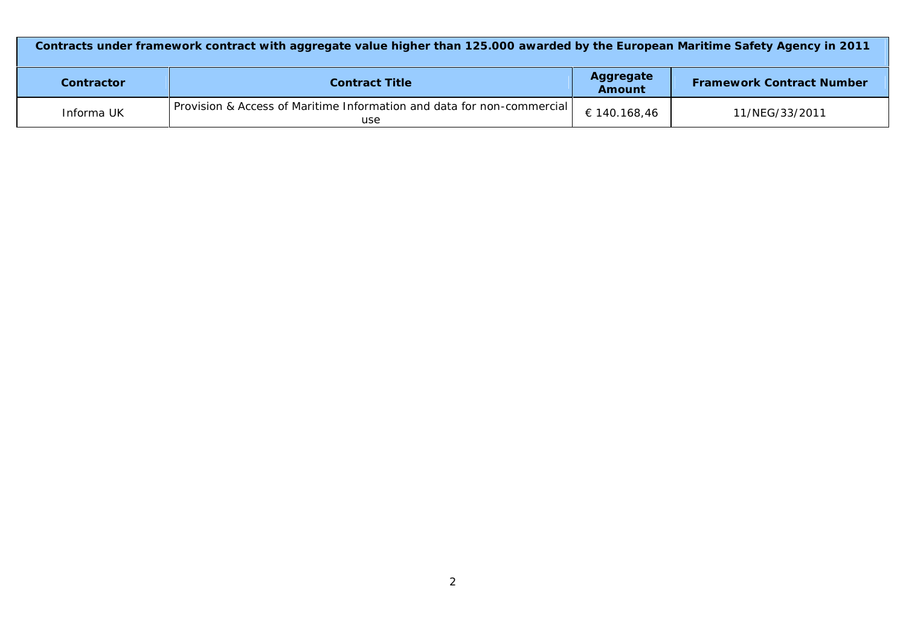| Contracts under framework contract with aggregate value higher than 125.000 awarded by the European Maritime Safety Agency in 2011 | | | |
|---|---|---|---|
| **Contractor** | **Contract Title** | **Aggregate Amount** | **Framework Contract Number** |
| Informa UK | Provision & Access of Maritime Information and data for non-commercial use | € 140.168,46 | 11/NEG/33/2011 |